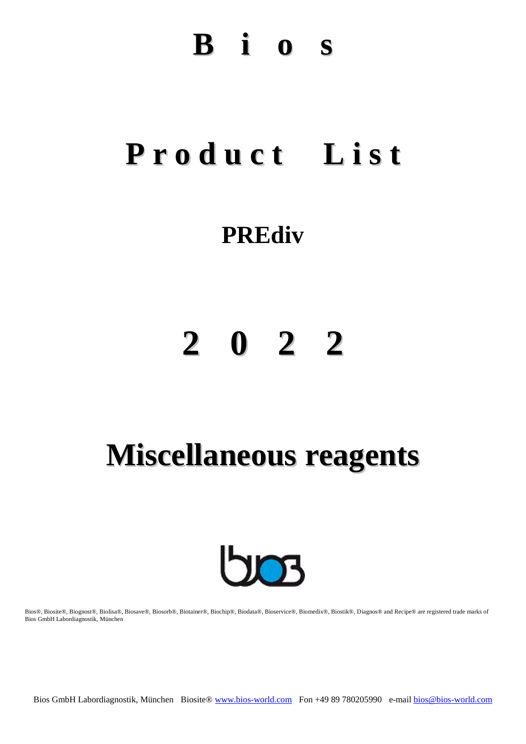# Bios

# Product List

## PREdiv

# 2022

# Miscellaneous reagents

Bios®, Biosite®, Biognost®, Biolisa®, Biosave®, Biosorb®, Biotainer®, Biochip®, Biodata®, Bioservice®, Biomedix®, Biostik®, Diagnos® and Recipe® are registered trade marks of Bios GmbH Labordiagnostik, München

Bios GmbH Labordiagnostik, München Biosite® www.bios-world.com Fon +49 89 780205990 e-mail bios@bios-world.com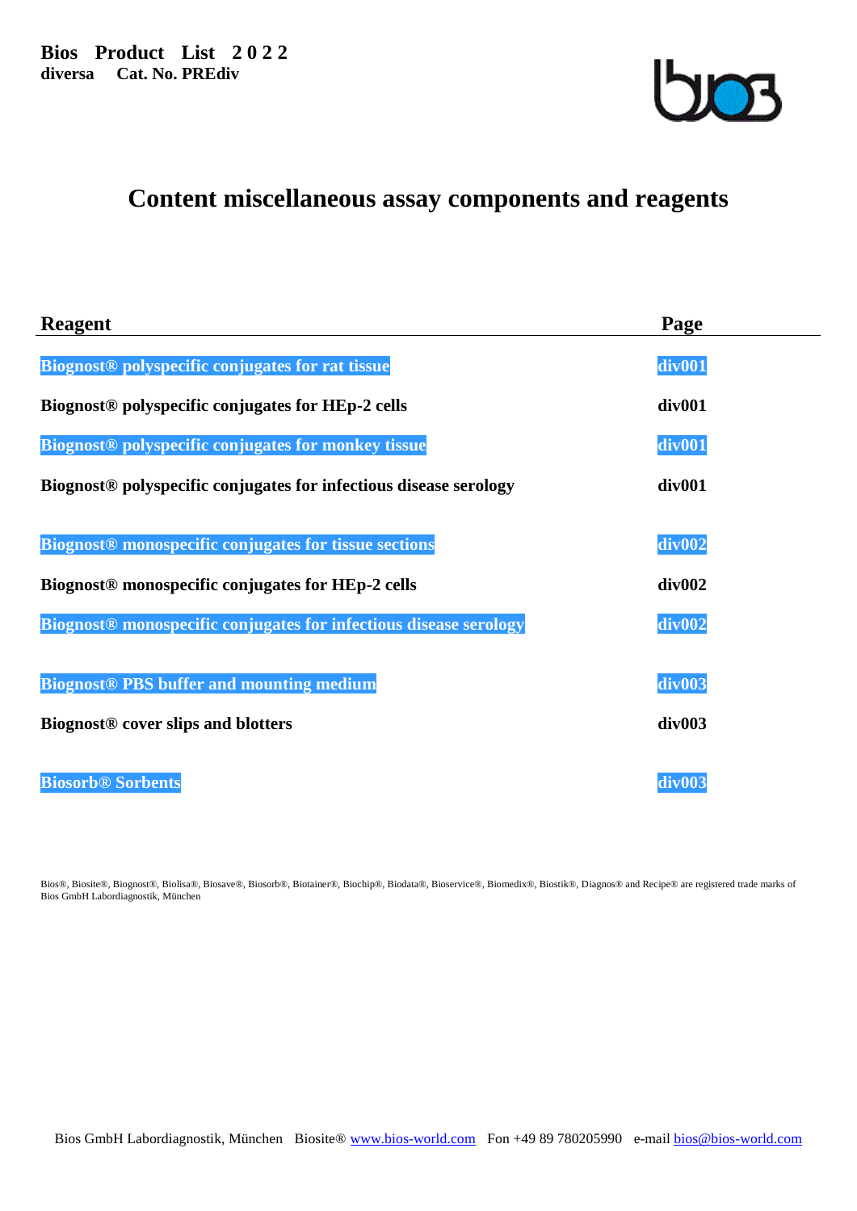**Bios Product List 2 0 2 2**
**diversa Cat. No. PREdiv**

# Content miscellaneous assay components and reagents

| Reagent | Page |
|---|---|
| **Biognost® polyspecific conjugates for rat tissue** | **div001** |
| **Biognost® polyspecific conjugates for HEp-2 cells** | **div001** |
| **Biognost® polyspecific conjugates for monkey tissue** | **div001** |
| **Biognost® polyspecific conjugates for infectious disease serology** | **div001** |
| **Biognost® monospecific conjugates for tissue sections** | **div002** |
| **Biognost® monospecific conjugates for HEp-2 cells** | **div002** |
| **Biognost® monospecific conjugates for infectious disease serology** | **div002** |
| **Biognost® PBS buffer and mounting medium** | **div003** |
| **Biognost® cover slips and blotters** | **div003** |
| **Biosorb® Sorbents** | **div003** |

Bios®, Biosite®, Biognost®, Biolisa®, Biosave®, Biosorb®, Biotainer®, Biochip®, Biodata®, Bioservice®, Biomedix®, Biostik®, Diagnos® and Recipe® are registered trade marks of Bios GmbH Labordiagnostik, München

Bios GmbH Labordiagnostik, München Biosite® www.bios-world.com Fon +49 89 780205990 e-mail bios@bios-world.com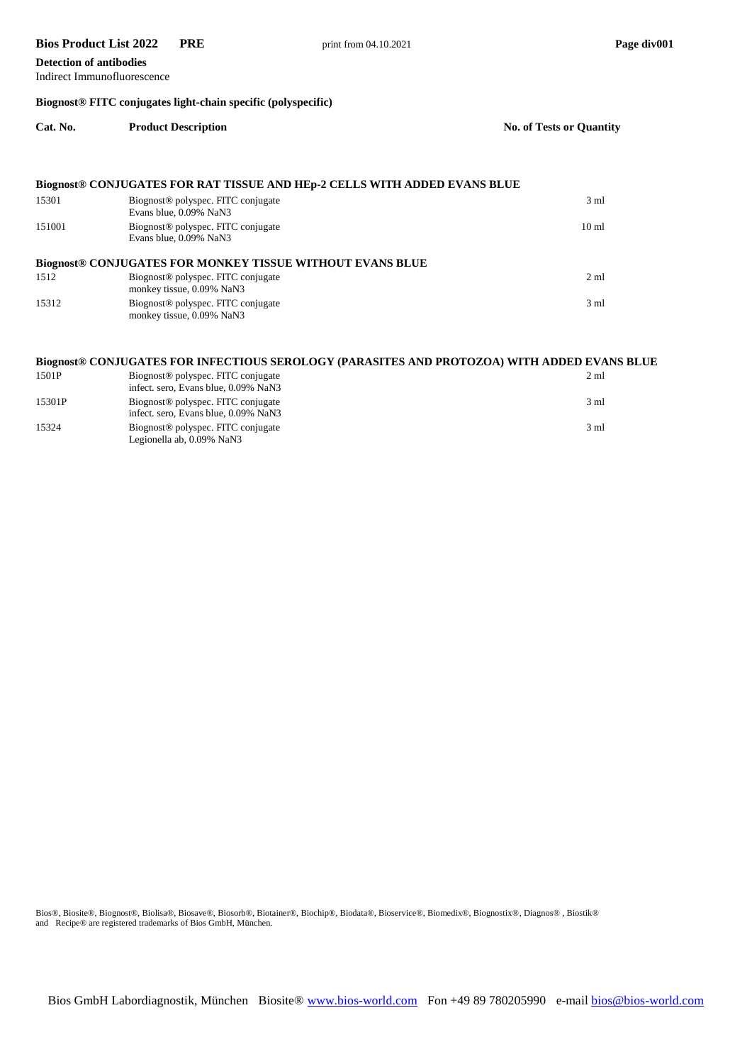**Detection of antibodies**
Indirect Immunofluorescence

### Biognost® FITC conjugates light-chain specific (polyspecific)

| Cat. No. | Product Description | No. of Tests or Quantity |
|---|---|---|
| **Biognost® CONJUGATES FOR RAT TISSUE AND HEp-2 CELLS WITH ADDED EVANS BLUE** | | |
| 15301 | Biognost® polyspec. FITC conjugate<br>Evans blue, 0.09% NaN3 | 3 ml |
| 151001 | Biognost® polyspec. FITC conjugate<br>Evans blue, 0.09% NaN3 | 10 ml |
| **Biognost® CONJUGATES FOR MONKEY TISSUE WITHOUT EVANS BLUE** | | |
| 1512 | Biognost® polyspec. FITC conjugate<br>monkey tissue, 0.09% NaN3 | 2 ml |
| 15312 | Biognost® polyspec. FITC conjugate<br>monkey tissue, 0.09% NaN3 | 3 ml |
| **Biognost® CONJUGATES FOR INFECTIOUS SEROLOGY (PARASITES AND PROTOZOA) WITH ADDED EVANS BLUE** | | |
| 1501P | Biognost® polyspec. FITC conjugate<br>infect. sero, Evans blue, 0.09% NaN3 | 2 ml |
| 15301P | Biognost® polyspec. FITC conjugate<br>infect. sero, Evans blue, 0.09% NaN3 | 3 ml |
| 15324 | Biognost® polyspec. FITC conjugate<br>Legionella ab, 0.09% NaN3 | 3 ml |

Bios®, Biosite®, Biognost®, Biolisa®, Biosave®, Biosorb®, Biotainer®, Biochip®, Biodata®, Bioservice®, Biomedix®, Biognostix®, Diagnos®, Biostik® and Recipe® are registered trademarks of Bios GmbH, München.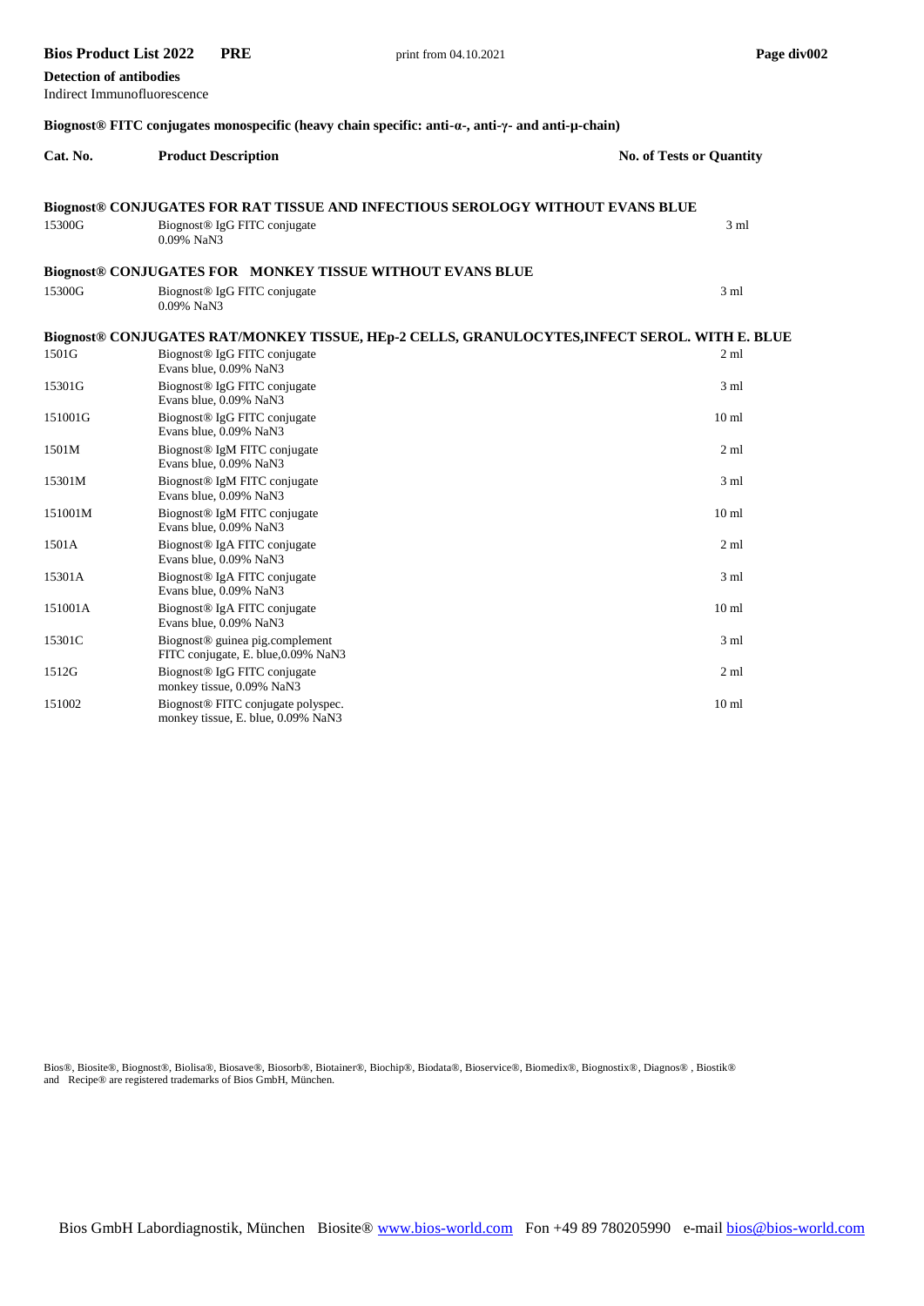**Detection of antibodies**
Indirect Immunofluorescence

**Biognost® FITC conjugates monospecific (heavy chain specific: anti-α-, anti-γ- and anti-μ-chain)**

| Cat. No. | Product Description | No. of Tests or Quantity |
|---|---|---|
| **Biognost® CONJUGATES FOR RAT TISSUE AND INFECTIOUS SEROLOGY WITHOUT EVANS BLUE** | | |
| 15300G | Biognost® IgG FITC conjugate<br>0.09% NaN3 | 3 ml |
| **Biognost® CONJUGATES FOR MONKEY TISSUE WITHOUT EVANS BLUE** | | |
| 15300G | Biognost® IgG FITC conjugate<br>0.09% NaN3 | 3 ml |
| **Biognost® CONJUGATES RAT/MONKEY TISSUE, HEp-2 CELLS, GRANULOCYTES,INFECT SEROL. WITH E. BLUE** | | |
| 1501G | Biognost® IgG FITC conjugate<br>Evans blue, 0.09% NaN3 | 2 ml |
| 15301G | Biognost® IgG FITC conjugate<br>Evans blue, 0.09% NaN3 | 3 ml |
| 151001G | Biognost® IgG FITC conjugate<br>Evans blue, 0.09% NaN3 | 10 ml |
| 1501M | Biognost® IgM FITC conjugate<br>Evans blue, 0.09% NaN3 | 2 ml |
| 15301M | Biognost® IgM FITC conjugate<br>Evans blue, 0.09% NaN3 | 3 ml |
| 151001M | Biognost® IgM FITC conjugate<br>Evans blue, 0.09% NaN3 | 10 ml |
| 1501A | Biognost® IgA FITC conjugate<br>Evans blue, 0.09% NaN3 | 2 ml |
| 15301A | Biognost® IgA FITC conjugate<br>Evans blue, 0.09% NaN3 | 3 ml |
| 151001A | Biognost® IgA FITC conjugate<br>Evans blue, 0.09% NaN3 | 10 ml |
| 15301C | Biognost® guinea pig.complement<br>FITC conjugate, E. blue,0.09% NaN3 | 3 ml |
| 1512G | Biognost® IgG FITC conjugate<br>monkey tissue, 0.09% NaN3 | 2 ml |
| 151002 | Biognost® FITC conjugate polyspec.<br>monkey tissue, E. blue, 0.09% NaN3 | 10 ml |

Bios®, Biosite®, Biognost®, Biolisa®, Biosave®, Biosorb®, Biotainer®, Biochip®, Biodata®, Bioservice®, Biomedix®, Biognostix®, Diagnos® , Biostik® and Recipe® are registered trademarks of Bios GmbH, München.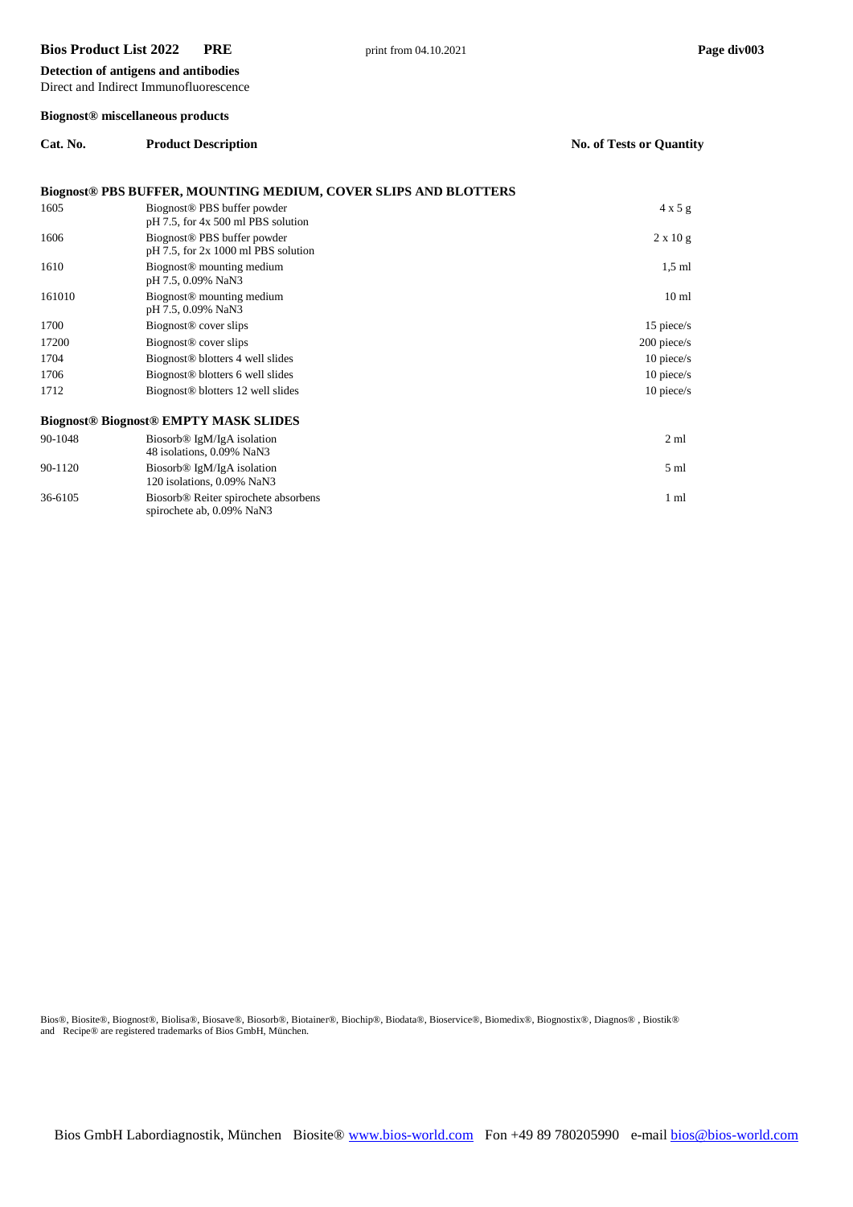**Detection of antigens and antibodies**
Direct and Indirect Immunofluorescence

**Biognost® miscellaneous products**

| Cat. No. | Product Description | No. of Tests or Quantity |
|---|---|---|
| | **Biognost® PBS BUFFER, MOUNTING MEDIUM, COVER SLIPS AND BLOTTERS** | |
| 1605 | Biognost® PBS buffer powder<br>pH 7.5, for 4x 500 ml PBS solution | 4 x 5 g |
| 1606 | Biognost® PBS buffer powder<br>pH 7.5, for 2x 1000 ml PBS solution | 2 x 10 g |
| 1610 | Biognost® mounting medium<br>pH 7.5, 0.09% NaN3 | 1,5 ml |
| 161010 | Biognost® mounting medium<br>pH 7.5, 0.09% NaN3 | 10 ml |
| 1700 | Biognost® cover slips | 15 piece/s |
| 17200 | Biognost® cover slips | 200 piece/s |
| 1704 | Biognost® blotters 4 well slides | 10 piece/s |
| 1706 | Biognost® blotters 6 well slides | 10 piece/s |
| 1712 | Biognost® blotters 12 well slides | 10 piece/s |
| | **Biognost® Biognost® EMPTY MASK SLIDES** | |
| 90-1048 | Biosorb® IgM/IgA isolation<br>48 isolations, 0.09% NaN3 | 2 ml |
| 90-1120 | Biosorb® IgM/IgA isolation<br>120 isolations, 0.09% NaN3 | 5 ml |
| 36-6105 | Biosorb® Reiter spirochete absorbens<br>spirochete ab, 0.09% NaN3 | 1 ml |

Bios®, Biosite®, Biognost®, Biolisa®, Biosave®, Biosorb®, Biotainer®, Biochip®, Biodata®, Bioservice®, Biomedix®, Biognostix®, Diagnos® , Biostik® and Recipe® are registered trademarks of Bios GmbH, München.

Bios GmbH Labordiagnostik, München Biosite® www.bios-world.com Fon +49 89 780205990 e-mail bios@bios-world.com